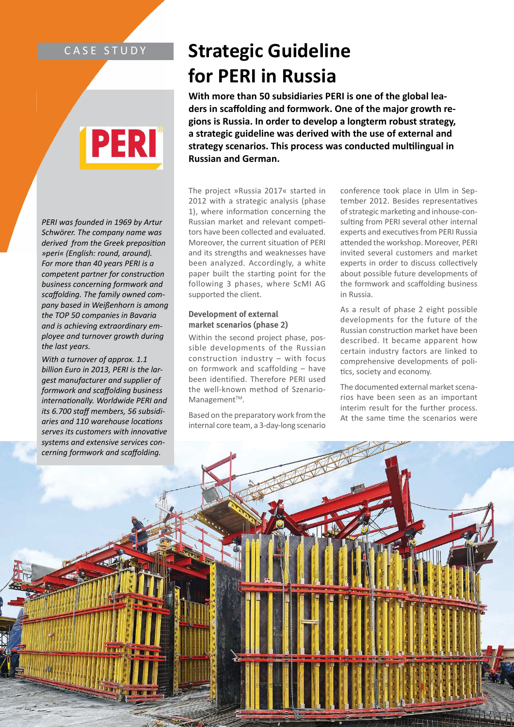CASE STUDY

# Strategic Guideline for PERI in Russia

**With more than 50 subsidiaries PERI is one of the global leaders in scaffolding and formwork. One of the major growth regions is Russia. In order to develop a longterm robust strategy, a strategic guideline was derived with the use of external and strategy scenarios. This process was conducted multilingual in Russian and German.**

*PERI was founded in 1969 by Artur Schwörer. The company name was derived from the Greek preposition »peri« (English: round, around). For more than 40 years PERI is a competent partner for construction business concerning formwork and scaffolding. The family owned company based in Weißenhorn is among the TOP 50 companies in Bavaria and is achieving extraordinary employee and turnover growth during the last years.*

*With a turnover of approx. 1.1 billion Euro in 2013, PERI is the largest manufacturer and supplier of formwork and scaffolding business internationally. Worldwide PERI and its 6.700 staff members, 56 subsidiaries and 110 warehouse locations serves its customers with innovative systems and extensive services concerning formwork and scaffolding.*

The project »Russia 2017« started in 2012 with a strategic analysis (phase 1), where information concerning the Russian market and relevant competitors have been collected and evaluated. Moreover, the current situation of PERI and its strengths and weaknesses have been analyzed. Accordingly, a white paper built the starting point for the following 3 phases, where ScMI AG supported the client.

### Development of external market scenarios (phase 2)

Within the second project phase, possible developments of the Russian construction industry – with focus on formwork and scaffolding – have been identified. Therefore PERI used the well-known method of Szenario-Management™.

Based on the preparatory work from the internal core team, a 3-day-long scenario conference took place in Ulm in September 2012. Besides representatives of strategic marketing and inhouse-consulting from PERI several other internal experts and executives from PERI Russia attended the workshop. Moreover, PERI invited several customers and market experts in order to discuss collectively about possible future developments of the formwork and scaffolding business in Russia.

As a result of phase 2 eight possible developments for the future of the Russian construction market have been described. It became apparent how certain industry factors are linked to comprehensive developments of politics, society and economy.

The documented external market scenarios have been seen as an important interim result for the further process. At the same time the scenarios were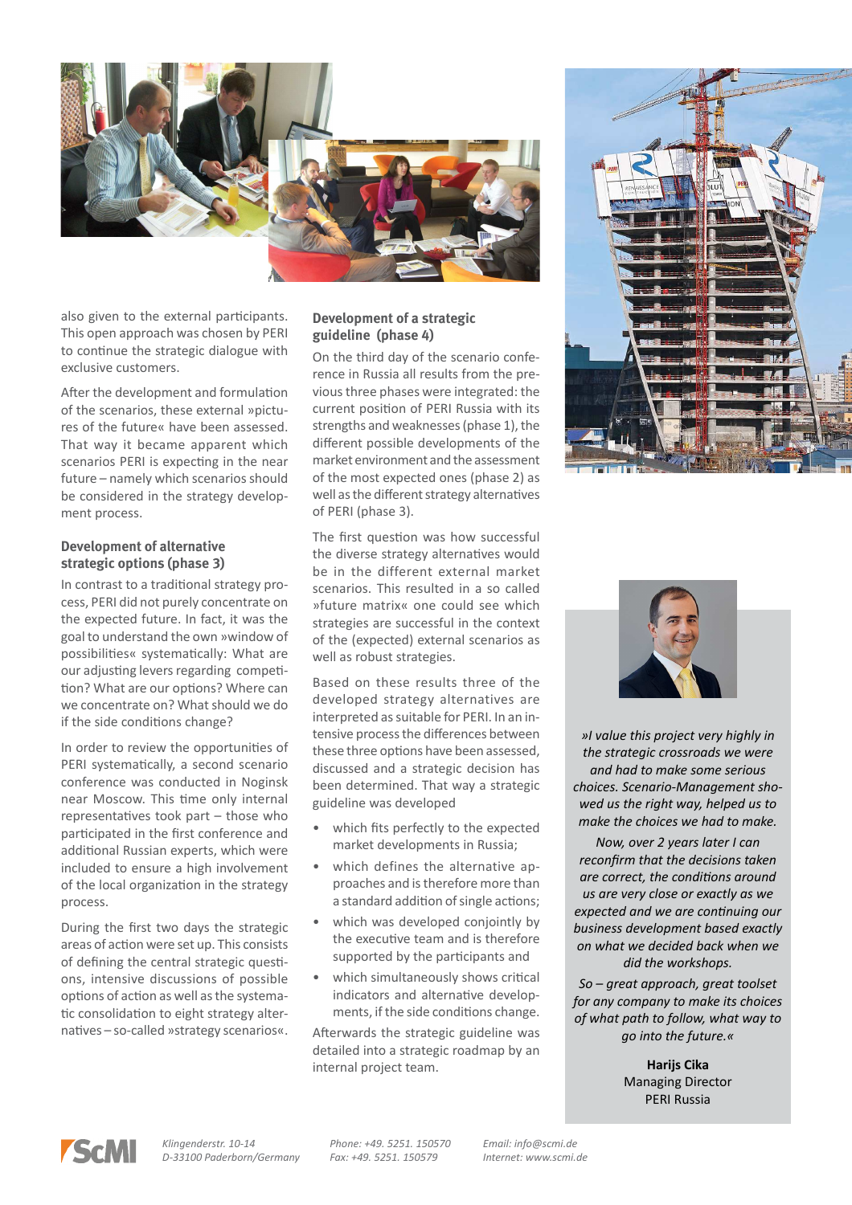also given to the external participants. This open approach was chosen by PERI to continue the strategic dialogue with exclusive customers.

After the development and formulation of the scenarios, these external »pictures of the future« have been assessed. That way it became apparent which scenarios PERI is expecting in the near future – namely which scenarios should be considered in the strategy development process.

### Development of alternative strategic options (phase 3)

In contrast to a traditional strategy process, PERI did not purely concentrate on the expected future. In fact, it was the goal to understand the own »window of possibilities« systematically: What are our adjusting levers regarding competition? What are our options? Where can we concentrate on? What should we do if the side conditions change?

In order to review the opportunities of PERI systematically, a second scenario conference was conducted in Noginsk near Moscow. This time only internal representatives took part – those who participated in the first conference and additional Russian experts, which were included to ensure a high involvement of the local organization in the strategy process.

During the first two days the strategic areas of action were set up. This consists of defining the central strategic questions, intensive discussions of possible options of action as well as the systematic consolidation to eight strategy alternatives – so-called »strategy scenarios«.

### Development of a strategic guideline (phase 4)

On the third day of the scenario conference in Russia all results from the previous three phases were integrated: the current position of PERI Russia with its strengths and weaknesses (phase 1), the different possible developments of the market environment and the assessment of the most expected ones (phase 2) as well as the different strategy alternatives of PERI (phase 3).

The first question was how successful the diverse strategy alternatives would be in the different external market scenarios. This resulted in a so called »future matrix« one could see which strategies are successful in the context of the (expected) external scenarios as well as robust strategies.

Based on these results three of the developed strategy alternatives are interpreted as suitable for PERI. In an intensive process the differences between these three options have been assessed, discussed and a strategic decision has been determined. That way a strategic guideline was developed

- which fits perfectly to the expected market developments in Russia;
- which defines the alternative approaches and is therefore more than a standard addition of single actions;
- which was developed conjointly by the executive team and is therefore supported by the participants and
- which simultaneously shows critical indicators and alternative developments, if the side conditions change.

Afterwards the strategic guideline was detailed into a strategic roadmap by an internal project team.

*»I value this project very highly in the strategic crossroads we were and had to make some serious choices. Scenario-Management showed us the right way, helped us to make the choices we had to make.*

*Now, over 2 years later I can reconfirm that the decisions taken are correct, the conditions around us are very close or exactly as we expected and we are continuing our business development based exactly on what we decided back when we did the workshops.*

*So – great approach, great toolset for any company to make its choices of what path to follow, what way to go into the future.«*

**Harijs Cika**
Managing Director
PERI Russia

ScMI — *Klingenderstr. 10-14, D-33100 Paderborn/Germany — Phone: +49. 5251. 150570, Fax: +49. 5251. 150579 — Email: info@scmi.de, Internet: www.scmi.de*